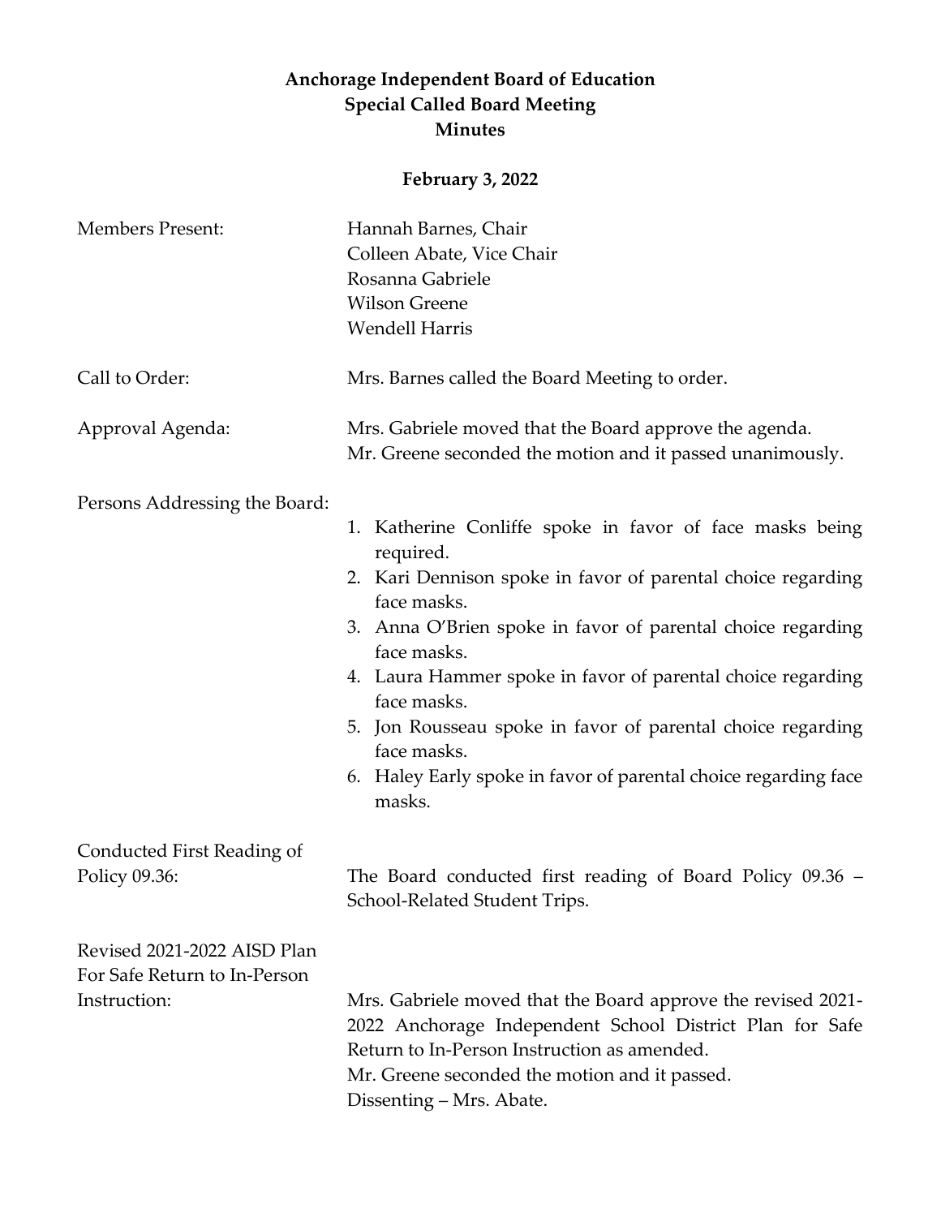**Anchorage Independent Board of Education**
**Special Called Board Meeting**
**Minutes**

**February 3, 2022**

Members Present: Hannah Barnes, Chair
Colleen Abate, Vice Chair
Rosanna Gabriele
Wilson Greene
Wendell Harris

Call to Order: Mrs. Barnes called the Board Meeting to order.

Approval Agenda: Mrs. Gabriele moved that the Board approve the agenda. Mr. Greene seconded the motion and it passed unanimously.

Persons Addressing the Board:

1. Katherine Conliffe spoke in favor of face masks being required.
2. Kari Dennison spoke in favor of parental choice regarding face masks.
3. Anna O'Brien spoke in favor of parental choice regarding face masks.
4. Laura Hammer spoke in favor of parental choice regarding face masks.
5. Jon Rousseau spoke in favor of parental choice regarding face masks.
6. Haley Early spoke in favor of parental choice regarding face masks.

Conducted First Reading of Policy 09.36: The Board conducted first reading of Board Policy 09.36 – School-Related Student Trips.

Revised 2021-2022 AISD Plan For Safe Return to In-Person Instruction: Mrs. Gabriele moved that the Board approve the revised 2021-2022 Anchorage Independent School District Plan for Safe Return to In-Person Instruction as amended.
Mr. Greene seconded the motion and it passed.
Dissenting – Mrs. Abate.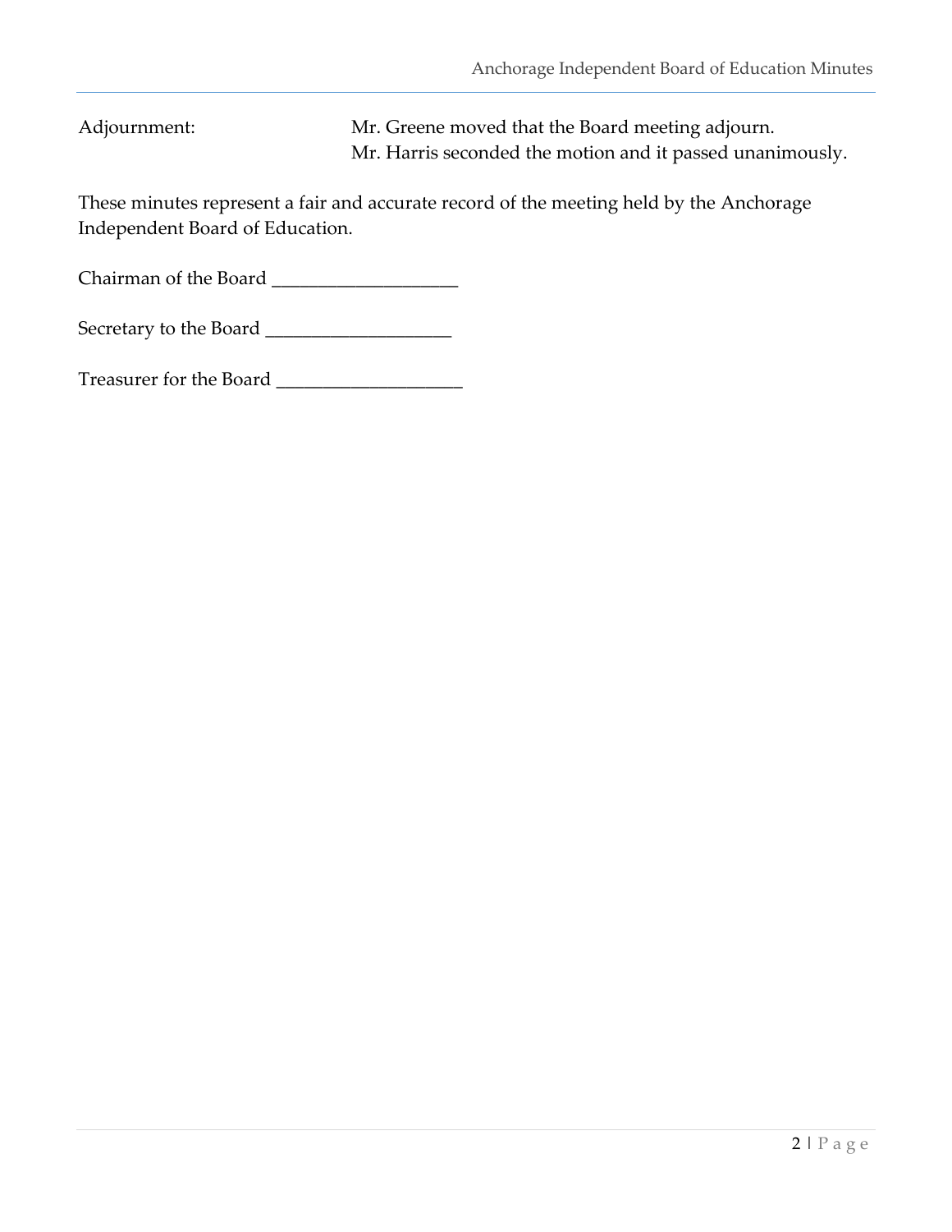| | |
|---|---|
| Adjournment: | Mr. Greene moved that the Board meeting adjourn. Mr. Harris seconded the motion and it passed unanimously. |

These minutes represent a fair and accurate record of the meeting held by the Anchorage Independent Board of Education.

Chairman of the Board ____________________

Secretary to the Board ____________________

Treasurer for the Board ____________________